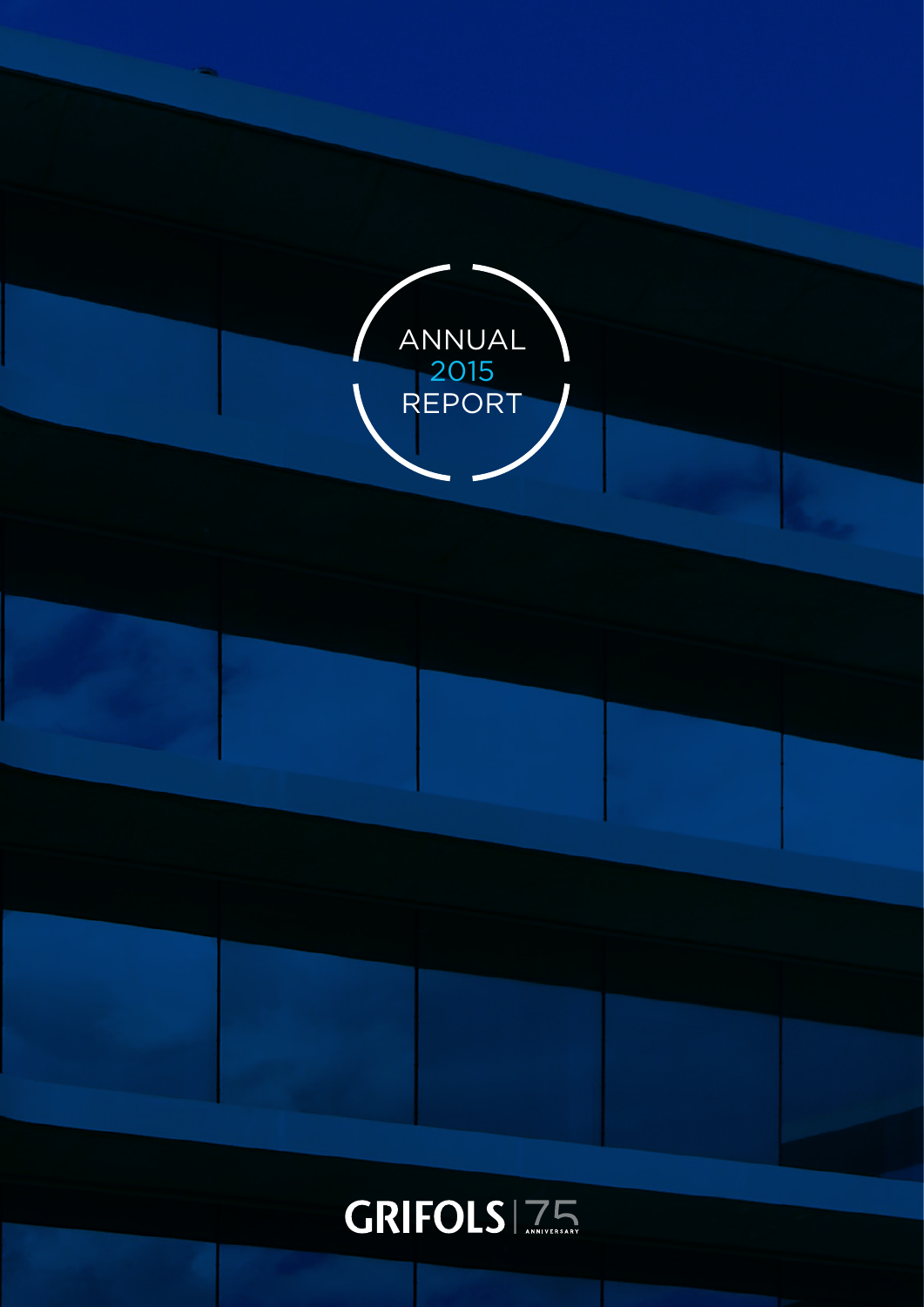# ANNUAL 2015 REPORT

GRIFOLS | 75 ANNIVERSARY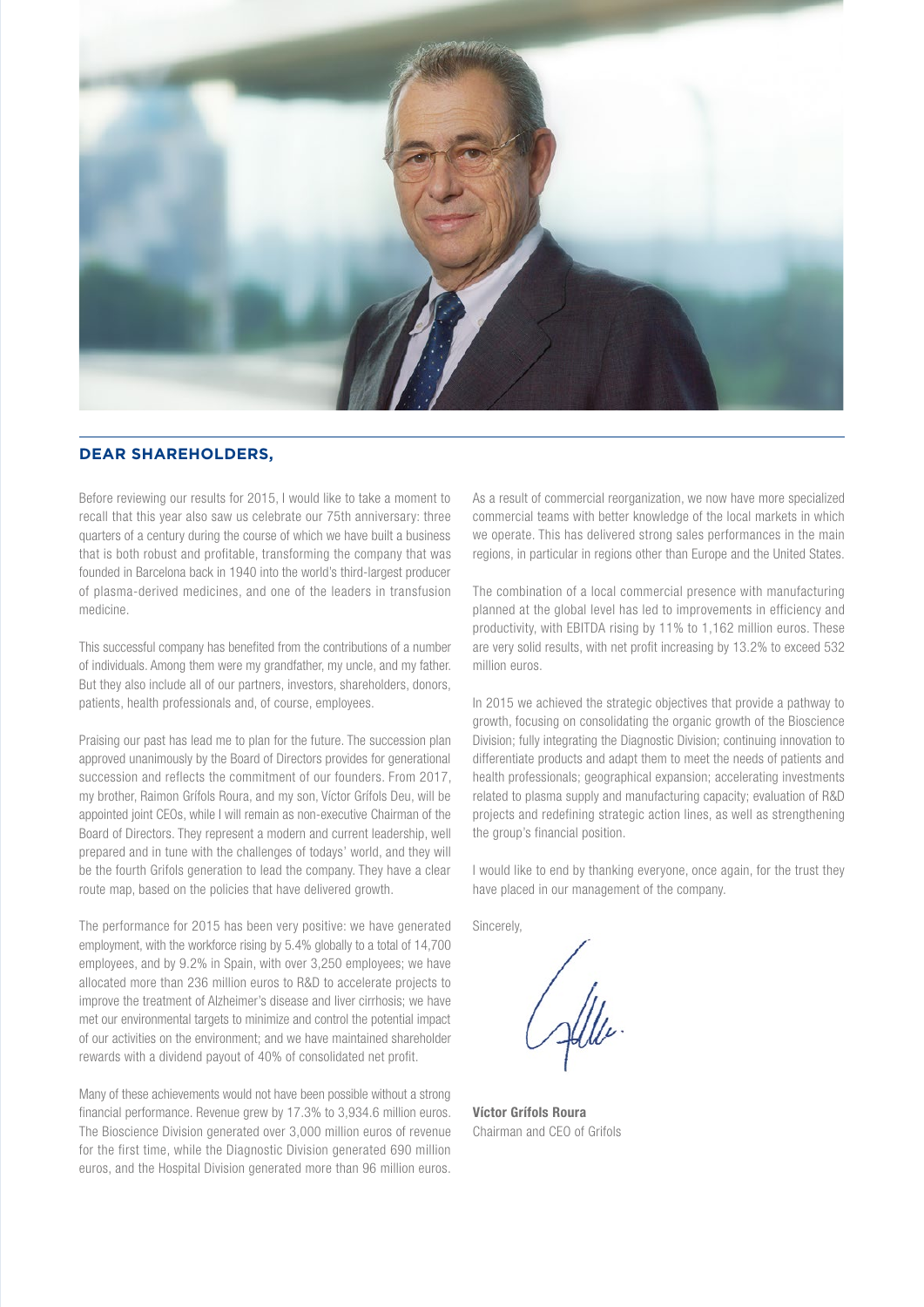## DEAR SHAREHOLDERS,

Before reviewing our results for 2015, I would like to take a moment to recall that this year also saw us celebrate our 75th anniversary: three quarters of a century during the course of which we have built a business that is both robust and profitable, transforming the company that was founded in Barcelona back in 1940 into the world's third-largest producer of plasma-derived medicines, and one of the leaders in transfusion medicine.

This successful company has benefited from the contributions of a number of individuals. Among them were my grandfather, my uncle, and my father. But they also include all of our partners, investors, shareholders, donors, patients, health professionals and, of course, employees.

Praising our past has lead me to plan for the future. The succession plan approved unanimously by the Board of Directors provides for generational succession and reflects the commitment of our founders. From 2017, my brother, Raimon Grífols Roura, and my son, Víctor Grífols Deu, will be appointed joint CEOs, while I will remain as non-executive Chairman of the Board of Directors. They represent a modern and current leadership, well prepared and in tune with the challenges of todays' world, and they will be the fourth Grifols generation to lead the company. They have a clear route map, based on the policies that have delivered growth.

The performance for 2015 has been very positive: we have generated employment, with the workforce rising by 5.4% globally to a total of 14,700 employees, and by 9.2% in Spain, with over 3,250 employees; we have allocated more than 236 million euros to R&D to accelerate projects to improve the treatment of Alzheimer's disease and liver cirrhosis; we have met our environmental targets to minimize and control the potential impact of our activities on the environment; and we have maintained shareholder rewards with a dividend payout of 40% of consolidated net profit.

Many of these achievements would not have been possible without a strong financial performance. Revenue grew by 17.3% to 3,934.6 million euros. The Bioscience Division generated over 3,000 million euros of revenue for the first time, while the Diagnostic Division generated 690 million euros, and the Hospital Division generated more than 96 million euros.

As a result of commercial reorganization, we now have more specialized commercial teams with better knowledge of the local markets in which we operate. This has delivered strong sales performances in the main regions, in particular in regions other than Europe and the United States.

The combination of a local commercial presence with manufacturing planned at the global level has led to improvements in efficiency and productivity, with EBITDA rising by 11% to 1,162 million euros. These are very solid results, with net profit increasing by 13.2% to exceed 532 million euros.

In 2015 we achieved the strategic objectives that provide a pathway to growth, focusing on consolidating the organic growth of the Bioscience Division; fully integrating the Diagnostic Division; continuing innovation to differentiate products and adapt them to meet the needs of patients and health professionals; geographical expansion; accelerating investments related to plasma supply and manufacturing capacity; evaluation of R&D projects and redefining strategic action lines, as well as strengthening the group's financial position.

I would like to end by thanking everyone, once again, for the trust they have placed in our management of the company.

Sincerely,

**Víctor Grífols Roura**
Chairman and CEO of Grifols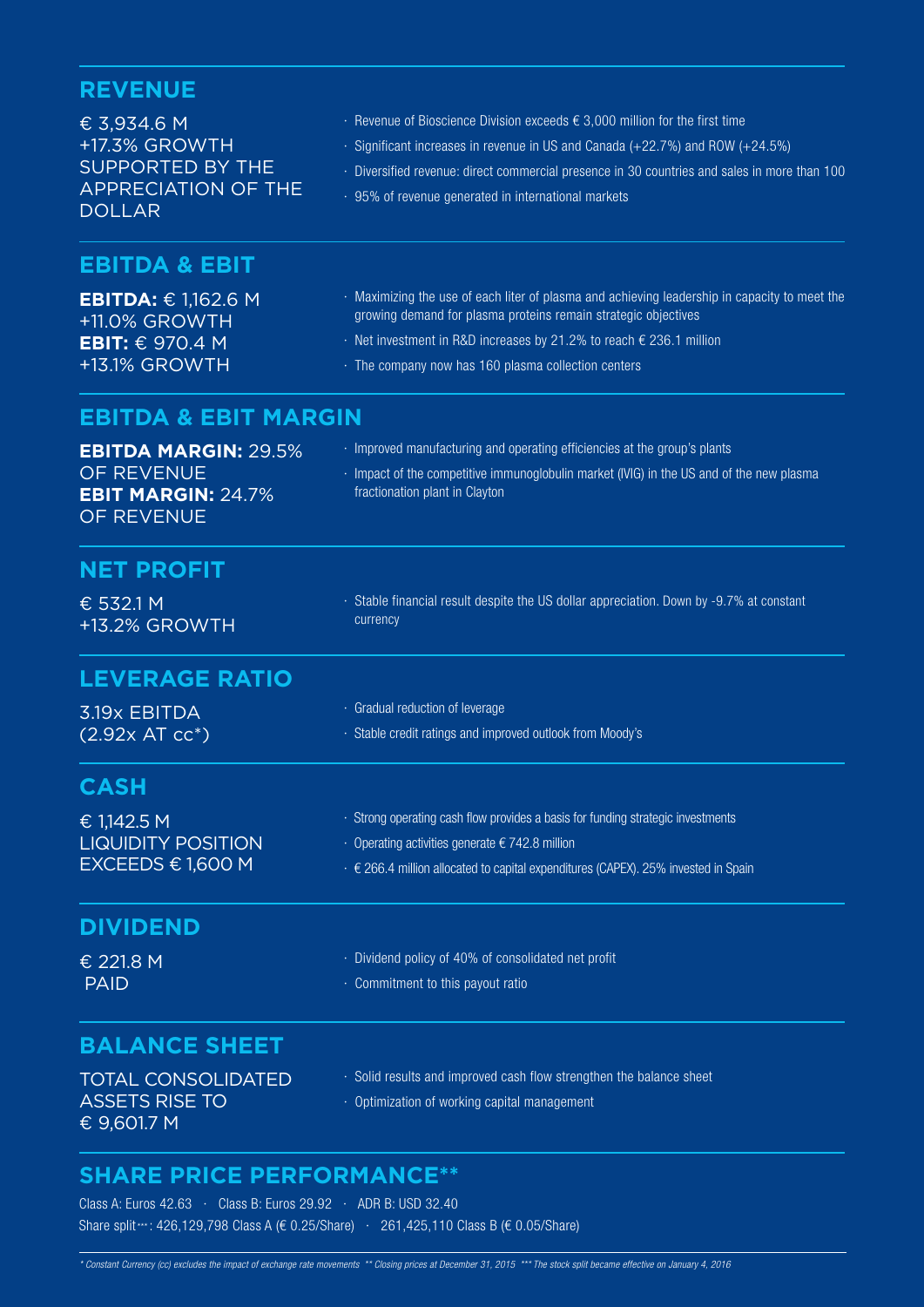## REVENUE

€ 3,934.6 M
+17.3% GROWTH SUPPORTED BY THE APPRECIATION OF THE DOLLAR

- Revenue of Bioscience Division exceeds € 3,000 million for the first time
- Significant increases in revenue in US and Canada (+22.7%) and ROW (+24.5%)
- Diversified revenue: direct commercial presence in 30 countries and sales in more than 100
- 95% of revenue generated in international markets

## EBITDA & EBIT

**EBITDA:** € 1,162.6 M
+11.0% GROWTH
**EBIT:** € 970.4 M
+13.1% GROWTH

- Maximizing the use of each liter of plasma and achieving leadership in capacity to meet the growing demand for plasma proteins remain strategic objectives
- Net investment in R&D increases by 21.2% to reach € 236.1 million
- The company now has 160 plasma collection centers

## EBITDA & EBIT MARGIN

**EBITDA MARGIN:** 29.5% OF REVENUE
**EBIT MARGIN:** 24.7% OF REVENUE

- Improved manufacturing and operating efficiencies at the group's plants
- Impact of the competitive immunoglobulin market (IVIG) in the US and of the new plasma fractionation plant in Clayton

## NET PROFIT

€ 532.1 M
+13.2% GROWTH

- Stable financial result despite the US dollar appreciation. Down by -9.7% at constant currency

## LEVERAGE RATIO

3.19x EBITDA
(2.92x AT cc*)

- Gradual reduction of leverage
- Stable credit ratings and improved outlook from Moody's

## CASH

€ 1,142.5 M
LIQUIDITY POSITION EXCEEDS € 1,600 M

- Strong operating cash flow provides a basis for funding strategic investments
- Operating activities generate € 742.8 million
- € 266.4 million allocated to capital expenditures (CAPEX). 25% invested in Spain

## DIVIDEND

€ 221.8 M
PAID

- Dividend policy of 40% of consolidated net profit
- Commitment to this payout ratio

## BALANCE SHEET

TOTAL CONSOLIDATED ASSETS RISE TO € 9,601.7 M

- Solid results and improved cash flow strengthen the balance sheet
- Optimization of working capital management

## SHARE PRICE PERFORMANCE**

Class A: Euros 42.63 · Class B: Euros 29.92 · ADR B: USD 32.40
Share split***: 426,129,798 Class A (€ 0.25/Share) · 261,425,110 Class B (€ 0.05/Share)

*\* Constant Currency (cc) excludes the impact of exchange rate movements \*\* Closing prices at December 31, 2015 \*\*\* The stock split became effective on January 4, 2016*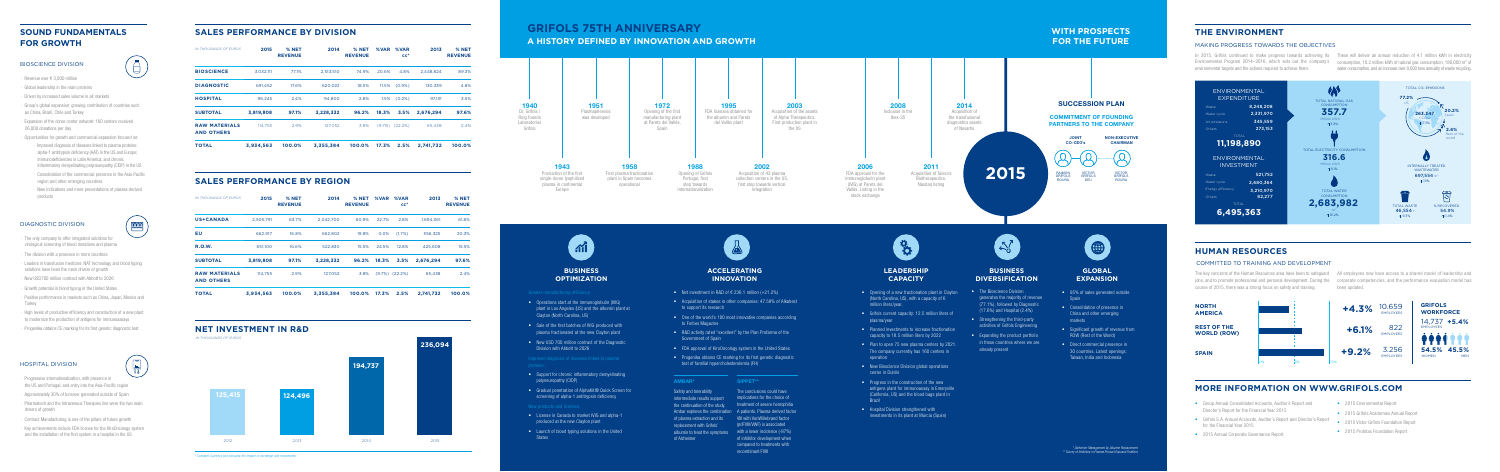## SOUND FUNDAMENTALS FOR GROWTH

### BIOSCIENCE DIVISION

- Revenue over € 3,000 million
- Global leadership in the main proteins
- Driven by increased sales volume in all markets
- Group's global expansion: growing contribution of countries such as China, Brazil, Chile and Turkey
- Expansion of the donor center network: 150 centers covering 35,000 donations per day
- Opportunities for growth and commercial expansion focused on:
  - Improved diagnosis of diseases linked to plasma proteins: alpha-1 antitrypsin deficiency (AAT) in the US and Europe; immunodeficiencies in Latin America; and chronic inflammatory demyelinating polyneuropathy (CIDP) in the US
  - Consolidation of the commercial presence in the Asia-Pacific region and other emerging countries
  - New indications and more presentations of plasma-derived products

### DIAGNOSTIC DIVISION

- The only company to offer integrated solutions for virological screening of blood donations and plasma
- The division with a presence in more countries
- Leaders in transfusion medicine: NAT technology and blood typing solutions have been the main drivers of growth
- New USD 700 million contract with Abbott to 2026
- Growth potential in blood typing in the United States
- Positive performance in markets such as China, Japan, Mexico and Turkey
- High levels of productive efficiency and construction of a new plant to modernize the production of antigens for immunoassays
- Progenika obtains CE marking for its first genetic diagnostic test

### HOSPITAL DIVISION

- Progressive internationalization, with presence in the US and Portugal, and entry into the Asia-Pacific region
- Approximately 30% of turnover generated outside of Spain
- Pharmatech and the Intravenous Therapies line were the two main drivers of growth
- Contract Manufacturing is one of the pillars of future growth
- Key achievements include FDA license for the Murcia bags system and the installation of the first system in a hospital in the US

## SALES PERFORMANCE BY DIVISION

*In thousands of euros*

| | 2015 | % NET REVENUE | 2014 | % NET REVENUE | %VAR | %VAR CC* | 2013 | % NET REVENUE |
|---|---|---|---|---|---|---|---|---|
| BIOSCIENCE | 3,032,111 | 77.1% | 2,513,510 | 74.9% | 20.6% | 4.8% | 2,048,824 | 69.3% |
| DIAGNOSTIC | 691,452 | 17.6% | 620,022 | 18.5% | 11.5% | (0.9%) | 130,339 | 4.8% |
| HOSPITAL | 96,245 | 2.4% | 94,800 | 2.8% | 1.5% | (0.2%) | 97,131 | 3.6% |
| SUBTOTAL | 3,819,808 | 97.1% | 3,228,332 | 96.2% | 18.3% | 3.5% | 2,676,294 | 97.6% |
| RAW MATERIALS AND OTHERS | 114,755 | 2.9% | 127,032 | 3.8% | (9.7%) | (22.2%) | 65,438 | 2.4% |
| TOTAL | 3,934,563 | 100.0% | 3,355,364 | 100.0% | 17.3% | 2.5% | 2,741,732 | 100.0% |

## SALES PERFORMANCE BY REGION

*In thousands of euros*

| | 2015 | % NET REVENUE | 2014 | % NET REVENUE | %VAR | %VAR CC* | 2013 | % NET REVENUE |
|---|---|---|---|---|---|---|---|---|
| US+CANADA | 2,505,751 | 63.7% | 2,042,700 | 60.9% | 22.7% | 2.6% | 1,694,061 | 61.8% |
| EU | 662,957 | 16.8% | 662,902 | 19.8% | 0.0% | (1.7%) | 556,325 | 20.3% |
| R.O.W. | 651,100 | 16.6% | 522,400 | 15.6% | 24.6% | 12.6% | 425,608 | 15.5% |
| SUBTOTAL | 3,819,808 | 97.1% | 3,228,332 | 96.2% | 18.3% | 3.5% | 2,676,294 | 97.6% |
| RAW MATERIALS AND OTHERS | 114,755 | 2.9% | 127,032 | 3.8% | (9.7%) | (22.2%) | 65,438 | 2.4% |
| TOTAL | 3,934,563 | 100.0% | 3,355,364 | 100.0% | 17.3% | 2.5% | 2,741,732 | 100.0% |

## NET INVESTMENT IN R&D

*In thousands of euros*

| 2012 | 2013 | 2014 | 2015 |
|---|---|---|---|
| 125,415 | 124,496 | 194,737 | 236,094 |

\* Constant Currency (excluding the impact of exchange rate movements)

# GRIFOLS 75TH ANNIVERSARY

## A HISTORY DEFINED BY INNOVATION AND GROWTH

- **1940** Dr. Grifols i Roig founds Laboratorios Grifols
- **1943** Production of the first single-donor lyophilized plasma in continental Europe
- **1951** Plasmapheresis was developed
- **1958** First plasma fractionation plant in Spain becomes operational
- **1972** Opening of the first manufacturing plant at Parets del Vallès, Spain
- **1988** Opening of Grifols Portugal, first step towards internationalization
- **1995** FDA license obtained for the albumin and Parets del Vallès plant
- **2002** Acquisition of 43 plasma collection centers in the US; first step towards vertical integration
- **2003** Acquisition of the assets of Alpha Therapeutics. First production plant in the US
- **2006** FDA approval for the immunoglobulin plant (IVIG) at Parets del Vallès. Listing in the stock exchange
- **2008** Included in the Ibex-35
- **2011** Acquisition of Talecris Biotherapeutics. Nasdaq listing
- **2014** Acquisition of the transfusional diagnostic assets of Novartis

**2015**

## WITH PROSPECTS FOR THE FUTURE

### SUCCESSION PLAN

**COMMITMENT OF FOUNDING PARTNERS TO THE COMPANY**

- JOINT CO-CEOs: RAIMON GRIFOLS ROURA; VÍCTOR GRIFOLS DEU
- NON-EXECUTIVE CHAIRMAN: VÍCTOR GRIFOLS ROURA

### BUSINESS OPTIMIZATION

- Operations start at the immunoglobulin (IVIG) plant in Los Angeles (US) and the albumin plant at Clayton (North Carolina, US)
- Sale of the first batches of IVIG produced with plasma fractionated at the new Clayton plant
- New USD 700 million contract for the Diagnostic Division with Abbott to 2026

Improved diagnosis of diseases linked to plasma proteins:

- Support for chronic inflammatory demyelinating polyneuropathy (CIDP)
- Gradual penetration of AlphaID® Quick Screen for screening of alpha-1 antitrypsin deficiency

New products and indications:

- License in Canada to market IVIG and alpha-1 produced at the new Clayton plant
- Launch of blood typing solutions in the United States

### ACCELERATING INNOVATION

- Net investment in R&D of € 236.1 million (+21.2%)
- Acquisition of stakes in other companies: 47.58% of Alkahest to support its research
- One of the world's 100 most innovative companies according to Forbes Magazine
- R&D activity rated "excellent" by the Plan Profarma of the Government of Spain
- FDA approval of thrombin system in the United States
- Progenika obtains CE marking for its first genetic diagnostic test of familial hypercholesterolemia (FH)

**AMBAR\***

Safety and tolerability intermediate results support the continuation of the study. Amber explores the combination of plasma extraction and its replacement with Grifols' albumin to treat the symptoms of Alzheimer

**SIPPET\*\***

The conclusions could have implications for the choice of treatment of severe hemophilia A patients. Plasma derived factor VIII with Von Willebrand factor (pdFVIII/VWF) is associated with a lower incidence (-87%) of inhibitor development when compared to treatments with recombinant FVIII

### LEADERSHIP CAPACITY

- Opening of a new fractionation plant in Clayton (North Carolina, US), with a capacity of 6 million liters/year.
- Grifols current capacity: 12.5 million liters of plasma/year
- Planned investments to increase fractionation capacity to 16.5 million liters by 2022
- Plan to open 75 new plasma centers by 2021. The company currently has 150 centers in operation
- New Bioscience Division global operations center in Dublin
- Progress in the construction of the new antigens plant for immunoassays in Emeryville (California, US) and the blood bags plant in Brazil
- Hospital Division strengthened with investments in its plant in Murcia (Spain)

### BUSINESS DIVERSIFICATION

- The Bioscience Division generates the majority of revenue (77.1%), followed by Diagnostic (17.6%) and Hospital (2.4%)
- Strengthening the third-party activities of Grifols Engineering
- Expanding the product portfolio in those countries where we are already present

### GLOBAL EXPANSION

- 93% of sales generated outside Spain
- Consolidation of presence in China and other emerging markets
- Significant growth of revenue from ROW (Rest of the World)
- Direct commercial presence in 30 countries. Latest openings: Taiwan, India and Indonesia

\* Alzheimer Management by Albumin Replacement
\*\* Survey of Inhibitors in Plasma-Product Exposed Toddlers

## THE ENVIRONMENT

### MAKING PROGRESS TOWARDS THE OBJECTIVES

In 2015, Grifols continued to make progress towards achieving its Environmental Program 2014-2016, which sets out the company's environmental targets and the actions required to achieve them.

These will deliver an annual reduction of 4.1 million kWh in electricity consumption, 16.2 million kWh of natural gas consumption, 166,000 m³ of water consumption and an increase over 3,000 tons annually of waste recycling.

**ENVIRONMENTAL EXPENDITURE**

| | |
|---|---|
| Waste | 6,248,205 |
| Waste water | 2,331,670 |
| Air emissions | 345,269 |
| Others | 273,153 |
| TOTAL | 11,198,890 |

**ENVIRONMENTAL INVESTMENT**

| | |
|---|---|
| Waste | 521,752 |
| Waste water | 2,690,364 |
| Energy efficiency | 3,210,970 |
| Others | 82,277 |
| TOTAL | 6,495,363 |

- TOTAL NATURAL GAS CONSUMPTION: 357.7 TJ
- TOTAL ELECTRICITY CONSUMPTION: 316.6 TJ
- TOTAL WATER CONSUMPTION: 2,683,982 m³
- TOTAL $CO_2$ EMISSIONS: 77.2%; 263,847; 20.2%; 2.4%
- INTERNALLY TREATED WASTEWATER: 857,556 m³
- TOTAL WASTE: 46,564 t
- % RECOVERED: 54.9%

## HUMAN RESOURCES

### COMMITTED TO TRAINING AND DEVELOPMENT

The key concerns of the Human Resources area have been to safeguard jobs, and to promote professional and personal development. During the course of 2015, there was a strong focus on safety and training.

All employees now have access to a shared model of leadership and corporate competencies, and the performance evaluation model has been updated.

| Region | Growth | Employees |
|---|---|---|
| NORTH AMERICA | +4.3% | 10,659 |
| REST OF THE WORLD (ROW) | +6.1% | 822 |
| SPAIN | +9.2% | 3,256 |

**GRIFOLS WORKFORCE**: 14,737 (+5.4%) — 54.5% women, 45.5% men

## MORE INFORMATION ON WWW.GRIFOLS.COM

- Grifols Annual Consolidated Accounts, Auditor's Report and Director's Report for the Financial Year 2015
- Grifols S.A. Annual Accounts, Auditor's Report and Director's Report for the Financial Year 2015
- 2015 Annual Corporate Governance Report
- 2015 Environmental Report
- 2015 Grifols Academies Annual Report
- 2015 Víctor Grifols Foundation Report
- 2015 Probitas Foundation Report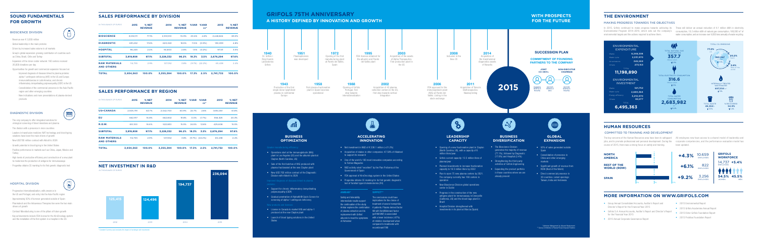# SOUND FUNDAMENTALS FOR GROWTH

## BIOSCIENCE DIVISION

- Revenue over € 3,000 million
- Global leadership in the main proteins
- Driven by increased sales volume in all markets
- Group's global expansion: growing contribution of countries such as China, Brazil, Chile and Turkey
- Expansion of the donor center network: 160 centers received 35,000 donations per day
- Opportunities for growth and commercial expansion focused on:
  - Improved diagnosis of diseases linked to plasma proteins: alpha-1 antitrypsin deficiency (AAT) in the US and Europe; immunodeficiencies in Latin America; and chronic inflammatory demyelinating polyneuropathy (CIDP) in the US
  - Consolidation of the commercial presence in the Asia-Pacific region and other emerging countries
  - New indications and more presentations of plasma-derived products

## DIAGNOSTIC DIVISION

- The only company to offer integrated solutions for virological screening of blood donations and plasma
- The division with a presence in more countries
- Leaders in transfusion medicine: NAT technology and blood typing solutions have been the main drivers of growth
- New USD 50 million contract with Abbott to 2026
- Growth potential in blood typing in the United States
- Positive performance in markets such as China, Japan, Mexico and Turkey
- High levels of productive efficiency and construction of a new plant to modernize the production of antigens for immunoassays
- Progenika obtains CE marking for its first genetic diagnostic test

## HOSPITAL DIVISION

- Progressive internationalization, with presence in the US and Portugal, and entry into the Asia-Pacific region
- Approximately 30% of turnover generated outside of Spain
- Pharmatech and the Intravenous Therapies line were the two main drivers of growth
- Contract Manufacturing is one of the pillars of future growth
- Key achievements include FDA license for the IV-admixage system and the installation of the first system in a hospital in the US

# SALES PERFORMANCE BY DIVISION

*IN THOUSANDS OF EUROS*

| | 2015 | % NET REVENUE | 2014 | % NET REVENUE | %VAR | %VAR CC* | 2013 | % NET REVENUE |
|---|---|---|---|---|---|---|---|---|
| **BIOSCIENCE** | 3,032,111 | 77.1% | 2,503,510 | 74.6% | 20.9% | 4.8% | 2,448,824 | 89.3% |
| **DIAGNOSTIC** | 681,052 | 17.3% | 630,023 | 18.8% | 13.5% | (3.0%) | 130,339 | 4.8% |
| **HOSPITAL** | 96,245 | 2.4% | 94,800 | 2.8% | 1.5% | (0.2%) | 97,131 | 3.5% |
| **SUBTOTAL** | **3,819,808** | **97.1%** | **3,228,332** | **96.2%** | **18.3%** | **3.5%** | **2,676,294** | **97.6%** |
| **RAW MATERIALS AND OTHERS** | 114,755 | 2.9% | 127,052 | 3.8% | (9.7%) | (22.2%) | 65,438 | 2.4% |
| **TOTAL** | **3,934,563** | **100.0%** | **3,355,384** | **100.0%** | **17.3%** | **2.5%** | **2,741,732** | **100.0%** |

# SALES PERFORMANCE BY REGION

*IN THOUSANDS OF EUROS*

| | 2015 | % NET REVENUE | 2014 | % NET REVENUE | %VAR | %VAR CC* | 2013 | % NET REVENUE |
|---|---|---|---|---|---|---|---|---|
| **US+CANADA** | 2,505,791 | 63.7% | 2,042,700 | 60.9% | 22.7% | 2.6% | 1,694,061 | 61.8% |
| **EU** | 662,917 | 16.8% | 662,802 | 19.8% | 0.0% | (1.7%) | 556,325 | 20.3% |
| **R.O.W.** | 651,100 | 16.6% | 522,830 | 15.6% | 24.5% | 12.8% | 425,608 | 15.5% |
| **SUBTOTAL** | **3,819,808** | **97.1%** | **3,228,332** | **96.2%** | **18.3%** | **3.5%** | **2,676,294** | **97.6%** |
| **RAW MATERIALS AND OTHERS** | 114,755 | 2.9% | 127,052 | 3.8% | (9.7%) | (22.2%) | 65,438 | 2.4% |
| **TOTAL** | **3,934,563** | **100.0%** | **3,355,384** | **100.0%** | **17.3%** | **2.5%** | **2,741,732** | **100.0%** |

# NET INVESTMENT IN R&D

*IN THOUSANDS OF EUROS*

| 2012 | 2013 | 2014 | 2015 |
|---|---|---|---|
| 125,415 | 124,496 | 194,737 | 236,094 |

\* Constant Currency (excluding the impact of exchange rate movements)

# GRIFOLS 75TH ANNIVERSARY

## A HISTORY DEFINED BY INNOVATION AND GROWTH

- **1940** Dr. Grifols i Roig founds Laboratorios Grifols
- **1943** Production of the first single-donor lyophilized plasma in continental Europe
- **1951** Plasmapheresis was developed
- **1958** First plasma fractionation plant in Spain becomes operational
- **1972** Opening of the first manufacturing plant in Parets del Vallès, Spain
- **1988** Opening of Grifols Portugal, first step towards internationalization
- **1995** FDA license obtained for the albumin and Parets del Vallès plant
- **2002** Acquisition of 43 plasma collection centers in the US; first step towards vertical integration
- **2003** Acquisition of the assets of Alpha Therapeutics. First production plant in the US
- **2006** FDA approval for the immunoglobulin plant (IVIG) at Parets del Vallès. Listing in the stock exchange
- **2008** Included in the Ibex-35
- **2011** Acquisition of Talecris Biotherapeutics. Nasdaq listing
- **2014** Acquisition of the transfusional diagnostic assets of Novartis

## 2015

## WITH PROSPECTS FOR THE FUTURE

### SUCCESSION PLAN

**COMMITMENT OF FOUNDING PARTNERS TO THE COMPANY**

- JOINT CO-CEO's: RAIMON GRIFOLS ROURA; VÍCTOR GRIFOLS DEU
- NON-EXECUTIVE CHAIRMAN: VÍCTOR GRIFOLS ROURA

### BUSINESS OPTIMIZATION

*Greater manufacturing efficiency*

- Operations start at the immunoglobulin (IVIG) plant in Los Angeles (US) and the albumin plant at Clayton (North Carolina, US)
- Sale of the first batches of IVIG produced with plasma fractionated at the new Clayton plant
- New USD 700 million contract of the Diagnostic Division with Abbott to 2026

*Improved diagnosis of diseases linked to plasma proteins*

- Support for chronic inflammatory demyelinating polyneuropathy (CIDP)
- Gradual penetration of AlphaID® Quick Screen for screening of alpha-1 antitrypsin deficiency

*More products and licenses*

- License in Canada to market IVIG and alpha-1 produced at the new Clayton plant
- Launch of blood typing solutions in the United States

### ACCELERATING INNOVATION

- Net investment in R&D of € 236.1 million (+21.2%)
- Acquisition of stakes in other companies: 47.58% of Alkahest to support its research
- One of the world's 100 most innovative companies according to Forbes Magazine
- R&D activity rated "excellent" by the Plan Profarma of the Government of Spain
- FDA approval of the Bio-Integ system in the United States
- Progenika obtains CE marking for its first genetic diagnostic test of familial hypercholesterolemia (FH)

**AMBAR***

Safety and tolerability intermediate results support the continuation of the study. Similar regimes the combination of plasma extraction and its replacement with Grifols' albumin to treat the symptoms of Alzheimer

**SIPPET****

The conclusions could have implications for the choice of treatment of severe hemophilia A patients. Plasma derived factor VIII with Von Willebrand factor (pdFVIII/VWF) is associated with a lower incidence (-87%) of inhibitor development when compared to treatments with recombinant FVIII

### LEADERSHIP CAPACITY

- Opening of a new fractionation plant in Clayton (North Carolina, US), with a capacity of 6 million liters/year
- Grifols current capacity: 12.5 million liters of plasma/year
- Planned investments to increase fractionation capacity to 16.5 million liters by 2022
- Plan to open 75 new plasma centers by 2021. The company currently has 160 centers in operation
- New Bioscience Division global operations center in Dublin
- Progress in the construction of the new antigens plant for immunoassay in Emeryville (California, US) and the blood bags plant in Brazil
- Hospital Division strengthened with investments in its plant in Murcia (Spain)

### BUSINESS DIVERSIFICATION

- The Bioscience Division generates the majority of revenue (77.1%), followed by Diagnostic (17.3%) and Hospital (2.4%)
- Strengthening the third-party activities of Grifols Engineering
- Expanding the product portfolio in those countries where we are already present

### GLOBAL EXPANSION

- 93% of sales generated outside Spain
- Consolidation of presence in China and other emerging markets
- Significant growth of revenue from ROW (Rest of the World)
- Direct commercial presence in 30 countries. Latest openings: Taiwan, India and Indonesia

\* Alzheimer Management by Albumin Replacement
\** Survey of Inhibitors in Plasma-Product Exposed Toddlers

# THE ENVIRONMENT

## MAKING PROGRESS TOWARDS THE OBJECTIVES

In 2015, Grifols continued to make progress towards achieving its Environmental Program 2014-2016, which sets out the company's environmental targets and the actions required to achieve them. These will deliver an annual reduction of 4.1 million kWh in electricity consumption, 16.2 million kWh of natural gas consumption, 100,000 m³ of water consumption and an increase over 3,000 tons annually of waste recycling.

**ENVIRONMENTAL EXPENDITURE**

| | |
|---|---|
| Waste | 6,248,376 |
| Water cycle | 2,331,670 |
| Air emissions | 345,559 |
| Others | 273,153 |
| **TOTAL** | **11,198,890** |

**ENVIRONMENTAL INVESTMENT**

| | |
|---|---|
| Waste | 521,752 |
| Water cycle | 2,690,364 |
| Energy efficiency | 3,210,970 |
| Others | 82,277 |
| **TOTAL** | **6,495,363** |

- TOTAL NATURAL GAS CONSUMPTION: 357.7 (MILLION KWH)
- TOTAL ELECTRICITY CONSUMPTION: 316.6 (MILLION KWH)
- TOTAL WATER CONSUMPTION: 2,683,982 (M³)
- TOTAL CO₂ EMISSIONS: 77.2%; 263,047 (TONS); 20.2%; 2.6% Rest of the world
- INTERNALLY TREATED WASTEWATER: 657,556 (M³)
- TOTAL WASTE: 46,354 (TONS)
- % RECOVERED: 54.9%

# HUMAN RESOURCES

## COMMITTED TO TRAINING AND DEVELOPMENT

The key concerns of the Human Resources area have been to safeguard jobs and to promote professional and personal development. During the course of 2015, there was a strong focus on safety and training. All employees now have access to a shared model of leadership and corporate competencies, and the performance evaluation model has been updated.

| | | |
|---|---|---|
| NORTH AMERICA | +4.3% | 10,659 EMPLOYEES |
| REST OF THE WORLD (ROW) | +6.1% | 822 EMPLOYEES |
| SPAIN | +9.2% | 3,256 EMPLOYEES |

**GRIFOLS WORKFORCE:** 14,737 EMPLOYEES, +5.4%; 54.5% WOMEN, 45.5% MEN

# MORE INFORMATION ON WWW.GRIFOLS.COM

- Grupo Annual Consolidated Accounts, Auditor's Report and Director's Report for the Financial Year 2015
- Grifols S.A. Annual Accounts, Auditor's Report and Director's Report for the Financial Year 2015
- 2015 Annual Corporate Governance Report
- 2015 Environmental Report
- 2015 Grifols Academia Annual Report
- 2015 Víctor Grifols Foundation Report
- 2015 Probitas Foundation Report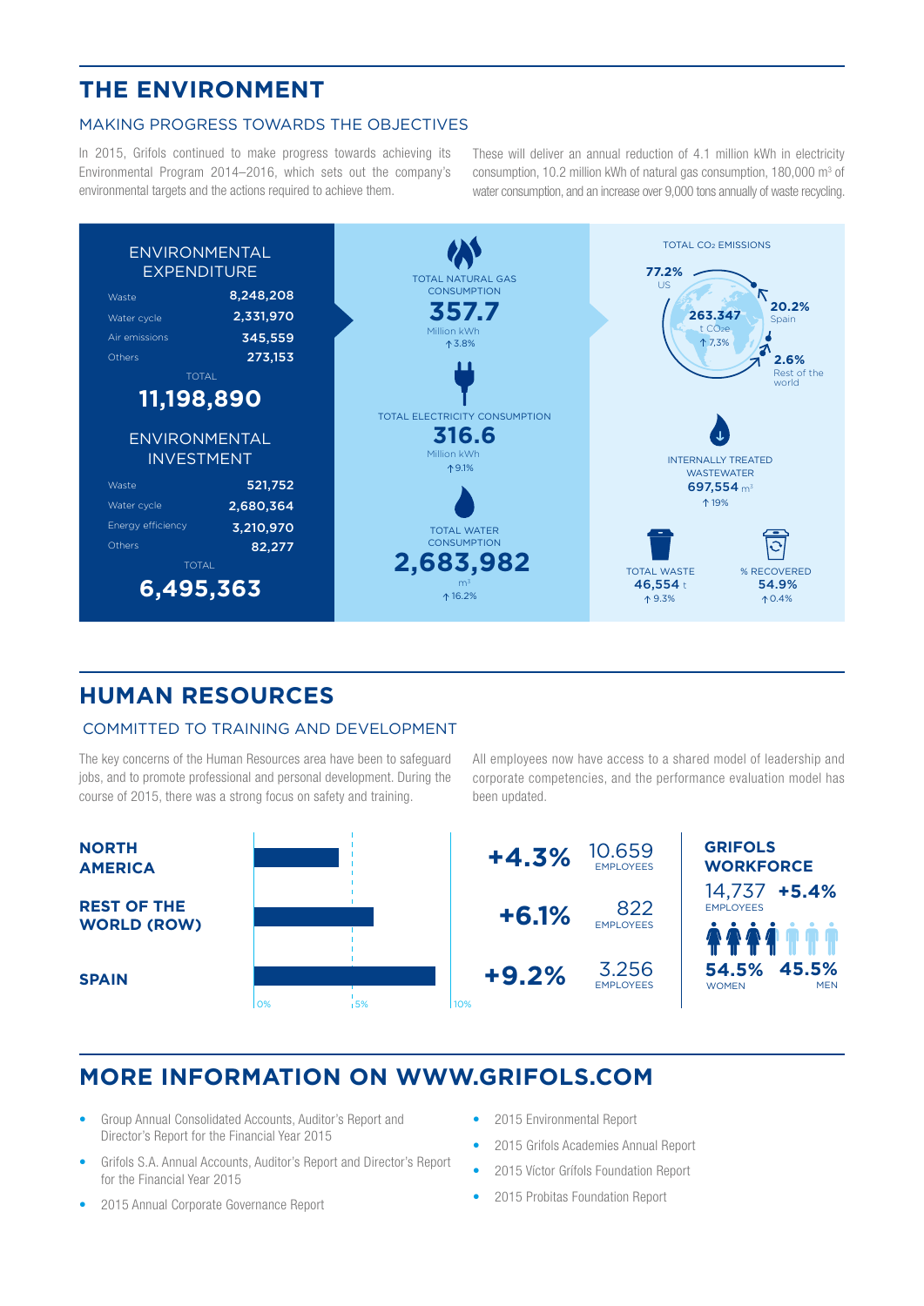# THE ENVIRONMENT

## MAKING PROGRESS TOWARDS THE OBJECTIVES

In 2015, Grifols continued to make progress towards achieving its Environmental Program 2014–2016, which sets out the company's environmental targets and the actions required to achieve them.

These will deliver an annual reduction of 4.1 million kWh in electricity consumption, 10.2 million kWh of natural gas consumption, 180,000 m³ of water consumption, and an increase over 9,000 tons annually of waste recycling.

### ENVIRONMENTAL EXPENDITURE

| | |
|---|---|
| Waste | 8,248,208 |
| Water cycle | 2,331,970 |
| Air emissions | 345,559 |
| Others | 273,153 |
| TOTAL | **11,198,890** |

### ENVIRONMENTAL INVESTMENT

| | |
|---|---|
| Waste | 521,752 |
| Water cycle | 2,680,364 |
| Energy efficiency | 3,210,970 |
| Others | 82,277 |
| TOTAL | **6,495,363** |

TOTAL NATURAL GAS CONSUMPTION
**357.7** Million kWh
↑3.8%

TOTAL ELECTRICITY CONSUMPTION
**316.6** Million kWh
↑9.1%

TOTAL WATER CONSUMPTION
**2,683,982** m³
↑16.2%

TOTAL $CO_2$ EMISSIONS
**263.347** t $CO_2e$
↑7.3%

- **77.2%** US
- **20.2%** Spain
- **2.6%** Rest of the world

INTERNALLY TREATED WASTEWATER
**697,554** m³
↑19%

TOTAL WASTE
**46,554** t
↑9.3%

% RECOVERED
**54.9%**
↑0.4%

# HUMAN RESOURCES

## COMMITTED TO TRAINING AND DEVELOPMENT

The key concerns of the Human Resources area have been to safeguard jobs, and to promote professional and personal development. During the course of 2015, there was a strong focus on safety and training.

All employees now have access to a shared model of leadership and corporate competencies, and the performance evaluation model has been updated.

| Region | Growth | Employees |
|---|---|---|
| **NORTH AMERICA** | **+4.3%** | 10.659 EMPLOYEES |
| **REST OF THE WORLD (ROW)** | **+6.1%** | 822 EMPLOYEES |
| **SPAIN** | **+9.2%** | 3.256 EMPLOYEES |

**GRIFOLS WORKFORCE**
14,737 EMPLOYEES **+5.4%**
**54.5%** WOMEN
**45.5%** MEN

# MORE INFORMATION ON WWW.GRIFOLS.COM

- Group Annual Consolidated Accounts, Auditor's Report and Director's Report for the Financial Year 2015
- Grifols S.A. Annual Accounts, Auditor's Report and Director's Report for the Financial Year 2015
- 2015 Annual Corporate Governance Report
- 2015 Environmental Report
- 2015 Grifols Academies Annual Report
- 2015 Víctor Grífols Foundation Report
- 2015 Probitas Foundation Report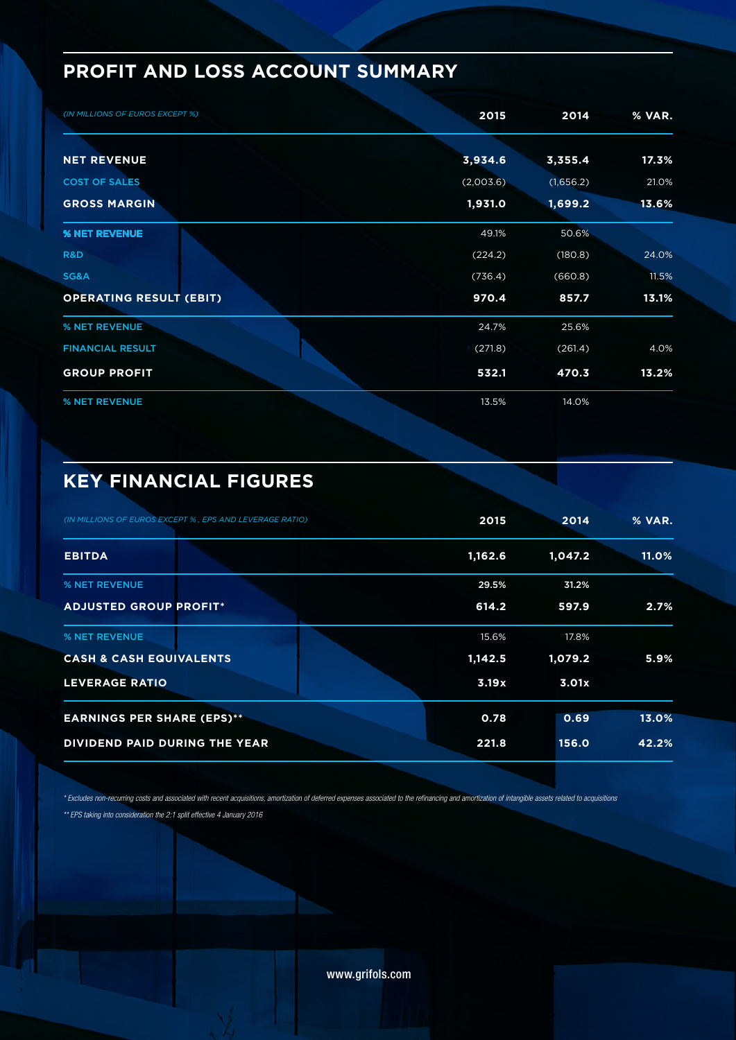## PROFIT AND LOSS ACCOUNT SUMMARY

| *(IN MILLIONS OF EUROS EXCEPT %)* | 2015 | 2014 | % VAR. |
|---|---|---|---|
| **NET REVENUE** | **3,934.6** | **3,355.4** | **17.3%** |
| COST OF SALES | (2,003.6) | (1,656.2) | 21.0% |
| **GROSS MARGIN** | **1,931.0** | **1,699.2** | **13.6%** |
| % NET REVENUE | 49.1% | 50.6% | |
| R&D | (224.2) | (180.8) | 24.0% |
| SG&A | (736.4) | (660.8) | 11.5% |
| **OPERATING RESULT (EBIT)** | **970.4** | **857.7** | **13.1%** |
| % NET REVENUE | 24.7% | 25.6% | |
| FINANCIAL RESULT | (271.8) | (261.4) | 4.0% |
| **GROUP PROFIT** | **532.1** | **470.3** | **13.2%** |
| % NET REVENUE | 13.5% | 14.0% | |

## KEY FINANCIAL FIGURES

| *(IN MILLIONS OF EUROS EXCEPT % , EPS AND LEVERAGE RATIO)* | 2015 | 2014 | % VAR. |
|---|---|---|---|
| **EBITDA** | **1,162.6** | **1,047.2** | **11.0%** |
| % NET REVENUE | 29.5% | 31.2% | |
| **ADJUSTED GROUP PROFIT*** | **614.2** | **597.9** | **2.7%** |
| % NET REVENUE | 15.6% | 17.8% | |
| **CASH & CASH EQUIVALENTS** | **1,142.5** | **1,079.2** | **5.9%** |
| **LEVERAGE RATIO** | **3.19x** | **3.01x** | |
| **EARNINGS PER SHARE (EPS)**** | **0.78** | **0.69** | **13.0%** |
| **DIVIDEND PAID DURING THE YEAR** | **221.8** | **156.0** | **42.2%** |

*\* Excludes non-recurring costs and associated with recent acquisitions, amortization of deferred expenses associated to the refinancing and amortization of intangible assets related to acquisitions*

*\*\* EPS taking into consideration the 2:1 split effective 4 January 2016*

www.grifols.com